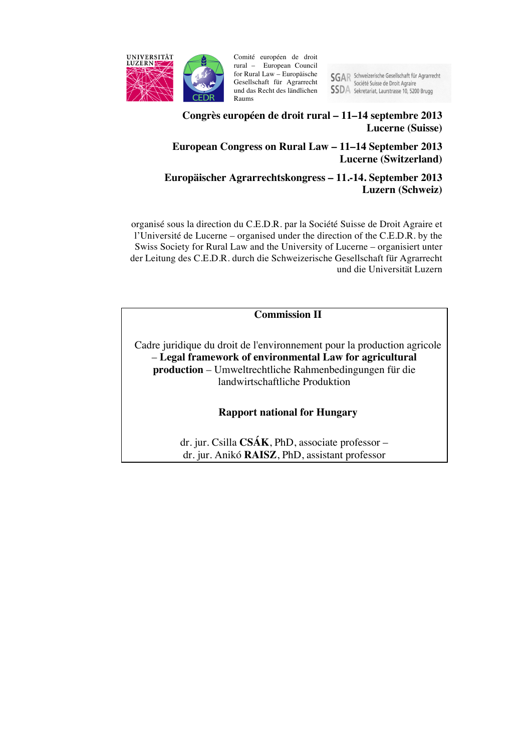UNIVERSITÄT LUZERN

CEDR

Comité européen de droit rural – European Council for Rural Law – Europäische Gesellschaft für Agrarrecht und das Recht des ländlichen Raums

SGAR Schweizerische Gesellschaft für Agrarrecht
SSDA Société Suisse de Droit Agraire
Sekretariat, Laurstrasse 10, 5200 Brugg

**Congrès européen de droit rural – 11–14 septembre 2013**
**Lucerne (Suisse)**

**European Congress on Rural Law – 11–14 September 2013**
**Lucerne (Switzerland)**

**Europäischer Agrarrechtskongress – 11.-14. September 2013**
**Luzern (Schweiz)**

organisé sous la direction du C.E.D.R. par la Société Suisse de Droit Agraire et l'Université de Lucerne – organised under the direction of the C.E.D.R. by the Swiss Society for Rural Law and the University of Lucerne – organisiert unter der Leitung des C.E.D.R. durch die Schweizerische Gesellschaft für Agrarrecht und die Universität Luzern

**Commission II**

Cadre juridique du droit de l'environnement pour la production agricole – **Legal framework of environmental Law for agricultural production** – Umweltrechtliche Rahmenbedingungen für die landwirtschaftliche Produktion

**Rapport national for Hungary**

dr. jur. Csilla **CSÁK**, PhD, associate professor –
dr. jur. Anikó **RAISZ**, PhD, assistant professor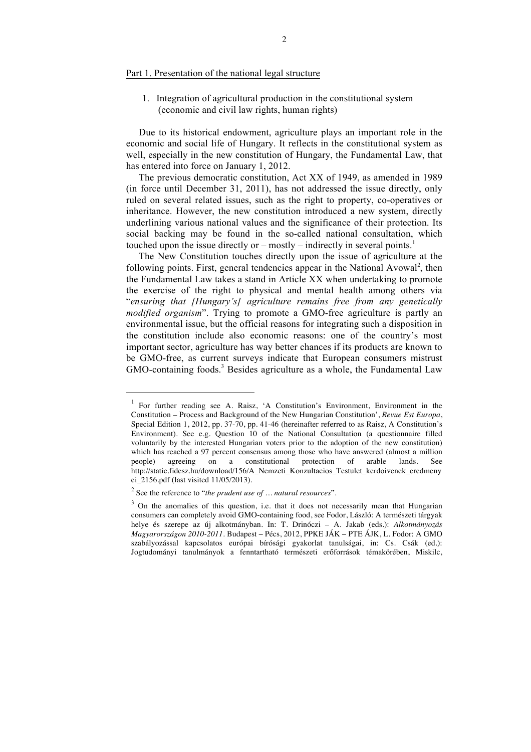Part 1. Presentation of the national legal structure

1. Integration of agricultural production in the constitutional system (economic and civil law rights, human rights)

Due to its historical endowment, agriculture plays an important role in the economic and social life of Hungary. It reflects in the constitutional system as well, especially in the new constitution of Hungary, the Fundamental Law, that has entered into force on January 1, 2012.

The previous democratic constitution, Act XX of 1949, as amended in 1989 (in force until December 31, 2011), has not addressed the issue directly, only ruled on several related issues, such as the right to property, co-operatives or inheritance. However, the new constitution introduced a new system, directly underlining various national values and the significance of their protection. Its social backing may be found in the so-called national consultation, which touched upon the issue directly or – mostly – indirectly in several points.[1]

The New Constitution touches directly upon the issue of agriculture at the following points. First, general tendencies appear in the National Avowal[2], then the Fundamental Law takes a stand in Article XX when undertaking to promote the exercise of the right to physical and mental health among others via "*ensuring that [Hungary's] agriculture remains free from any genetically modified organism*". Trying to promote a GMO-free agriculture is partly an environmental issue, but the official reasons for integrating such a disposition in the constitution include also economic reasons: one of the country's most important sector, agriculture has way better chances if its products are known to be GMO-free, as current surveys indicate that European consumers mistrust GMO-containing foods.[3] Besides agriculture as a whole, the Fundamental Law

---

[1] For further reading see A. Raisz, 'A Constitution's Environment, Environment in the Constitution – Process and Background of the New Hungarian Constitution', *Revue Est Europa*, Special Edition 1, 2012, pp. 37-70, pp. 41-46 (hereinafter referred to as Raisz, A Constitution's Environment). See e.g. Question 10 of the National Consultation (a questionnaire filled voluntarily by the interested Hungarian voters prior to the adoption of the new constitution) which has reached a 97 percent consensus among those who have answered (almost a million people) agreeing on a constitutional protection of arable lands. See http://static.fidesz.hu/download/156/A_Nemzeti_Konzultacios_Testulet_kerdoivenek_eredmenyei_2156.pdf (last visited 11/05/2013).

[2] See the reference to "*the prudent use of … natural resources*".

[3] On the anomalies of this question, i.e. that it does not necessarily mean that Hungarian consumers can completely avoid GMO-containing food, see Fodor, László: A természeti tárgyak helye és szerepe az új alkotmányban. In: T. Drinóczi – A. Jakab (eds.): *Alkotmányozás Magyarországon 2010-2011*. Budapest – Pécs, 2012, PPKE JÁK – PTE ÁJK, L. Fodor: A GMO szabályozással kapcsolatos európai bírósági gyakorlat tanulságai, in: Cs. Csák (ed.): Jogtudományi tanulmányok a fenntartható természeti erőforrások témakörében, Miskilc,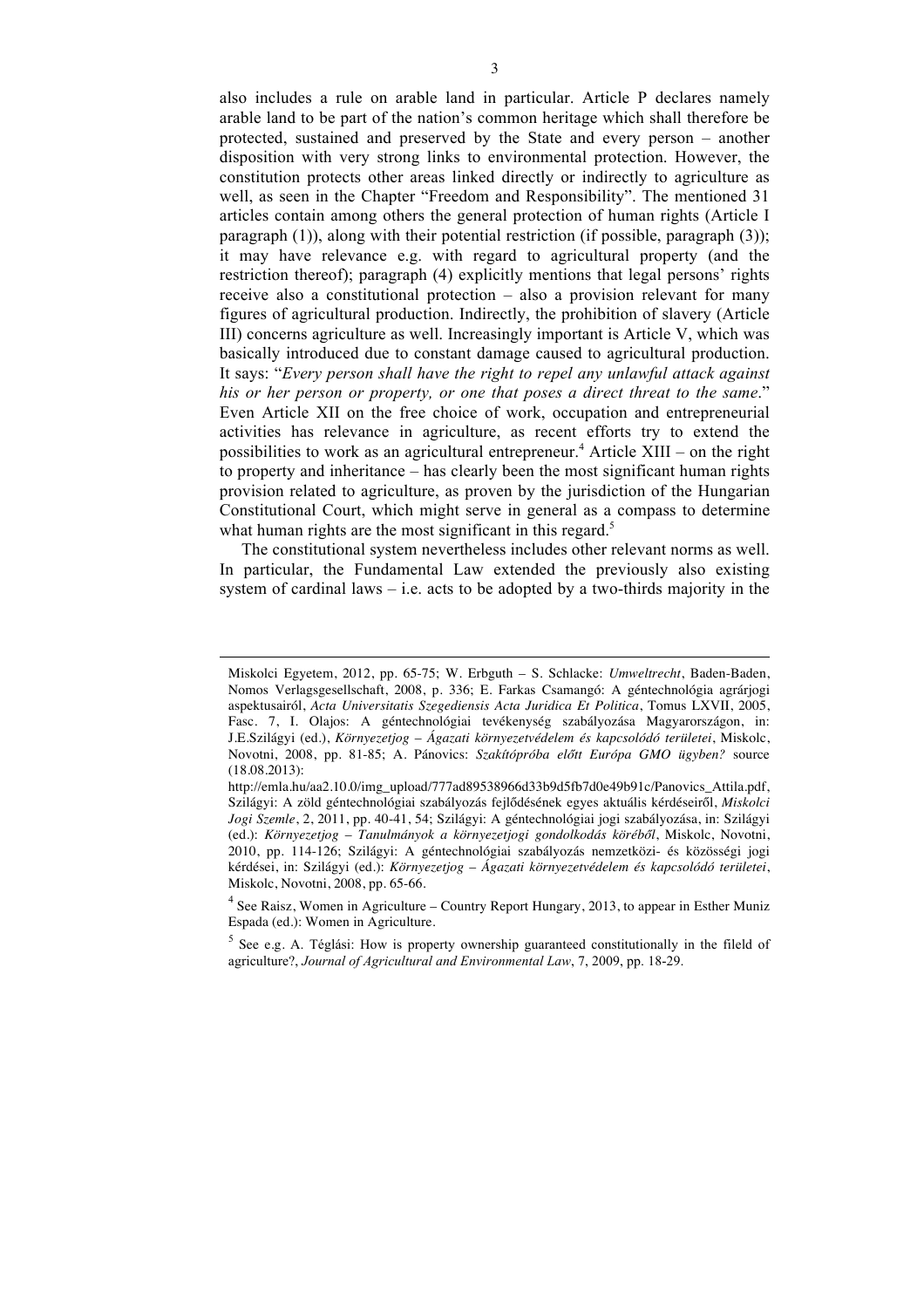also includes a rule on arable land in particular. Article P declares namely arable land to be part of the nation's common heritage which shall therefore be protected, sustained and preserved by the State and every person – another disposition with very strong links to environmental protection. However, the constitution protects other areas linked directly or indirectly to agriculture as well, as seen in the Chapter "Freedom and Responsibility". The mentioned 31 articles contain among others the general protection of human rights (Article I paragraph (1)), along with their potential restriction (if possible, paragraph (3)); it may have relevance e.g. with regard to agricultural property (and the restriction thereof); paragraph (4) explicitly mentions that legal persons' rights receive also a constitutional protection – also a provision relevant for many figures of agricultural production. Indirectly, the prohibition of slavery (Article III) concerns agriculture as well. Increasingly important is Article V, which was basically introduced due to constant damage caused to agricultural production. It says: "*Every person shall have the right to repel any unlawful attack against his or her person or property, or one that poses a direct threat to the same*." Even Article XII on the free choice of work, occupation and entrepreneurial activities has relevance in agriculture, as recent efforts try to extend the possibilities to work as an agricultural entrepreneur.[4] Article XIII – on the right to property and inheritance – has clearly been the most significant human rights provision related to agriculture, as proven by the jurisdiction of the Hungarian Constitutional Court, which might serve in general as a compass to determine what human rights are the most significant in this regard.[5]

The constitutional system nevertheless includes other relevant norms as well. In particular, the Fundamental Law extended the previously also existing system of cardinal laws – i.e. acts to be adopted by a two-thirds majority in the

---

Miskolci Egyetem, 2012, pp. 65-75; W. Erbguth – S. Schlacke: *Umweltrecht*, Baden-Baden, Nomos Verlagsgesellschaft, 2008, p. 336; E. Farkas Csamangó: A géntechnológia agrárjogi aspektusairól, *Acta Universitatis Szegediensis Acta Juridica Et Politica*, Tomus LXVII, 2005, Fasc. 7, I. Olajos: A géntechnológiai tevékenység szabályozása Magyarországon, in: J.E.Szilágyi (ed.), *Környezetjog – Ágazati környezetvédelem és kapcsolódó területei*, Miskolc, Novotni, 2008, pp. 81-85; A. Pánovics: *Szakítópróba előtt Európa GMO ügyben?* source (18.08.2013): http://emla.hu/aa2.10.0/img_upload/777ad89538966d33b9d5fb7d0e49b91c/Panovics_Attila.pdf, Szilágyi: A zöld géntechnológiai szabályozás fejlődésének egyes aktuális kérdéseiről, *Miskolci Jogi Szemle*, 2, 2011, pp. 40-41, 54; Szilágyi: A géntechnológiai jogi szabályozása, in: Szilágyi (ed.): *Környezetjog – Tanulmányok a környezetjogi gondolkodás köréből*, Miskolc, Novotni, 2010, pp. 114-126; Szilágyi: A géntechnológiai szabályozás nemzetközi- és közösségi jogi kérdései, in: Szilágyi (ed.): *Környezetjog – Ágazati környezetvédelem és kapcsolódó területei*, Miskolc, Novotni, 2008, pp. 65-66.

[4] See Raisz, Women in Agriculture – Country Report Hungary, 2013, to appear in Esther Muniz Espada (ed.): Women in Agriculture.

[5] See e.g. A. Téglási: How is property ownership guaranteed constitutionally in the fileld of agriculture?, *Journal of Agricultural and Environmental Law*, 7, 2009, pp. 18-29.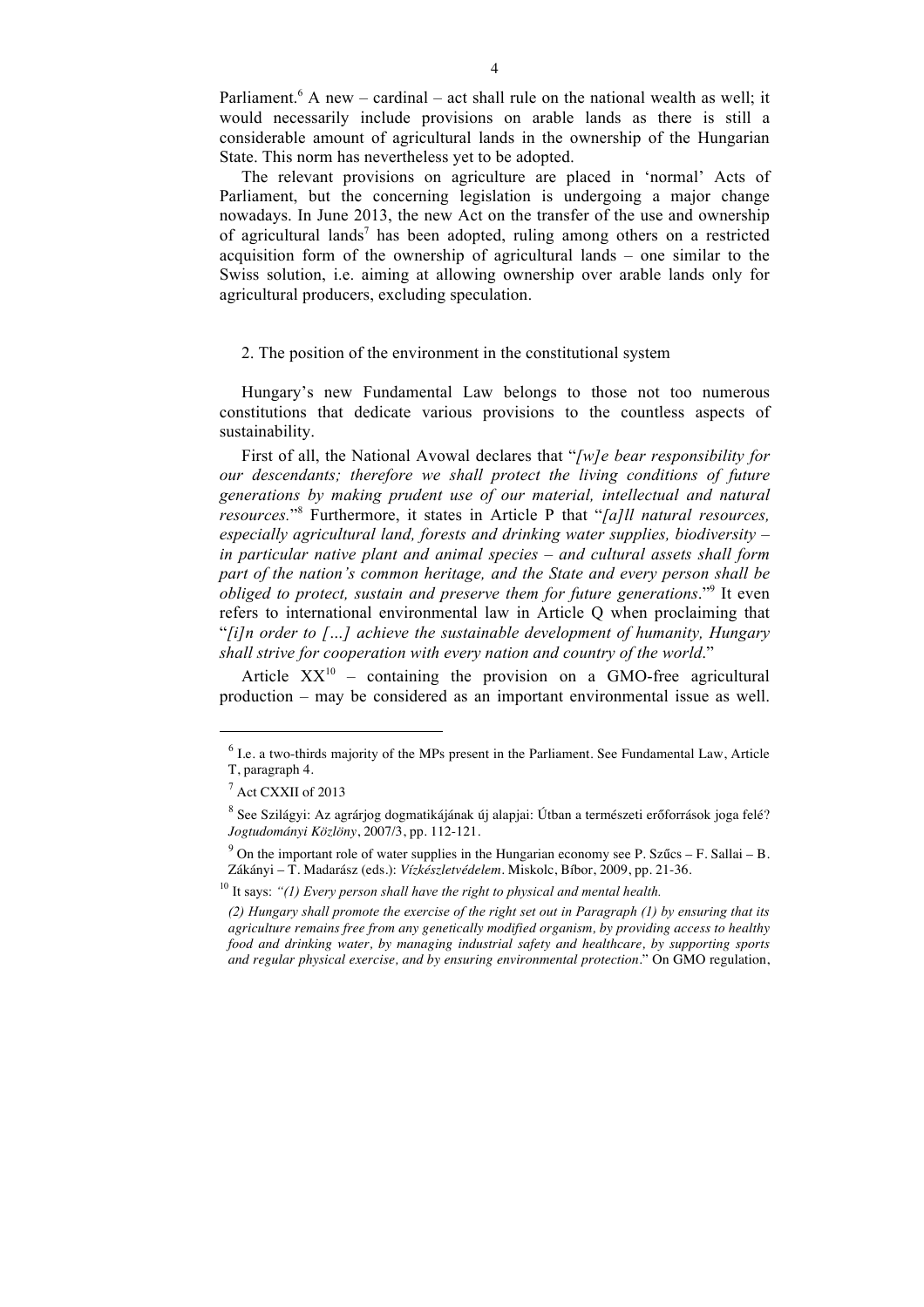Parliament.[6] A new – cardinal – act shall rule on the national wealth as well; it would necessarily include provisions on arable lands as there is still a considerable amount of agricultural lands in the ownership of the Hungarian State. This norm has nevertheless yet to be adopted.

The relevant provisions on agriculture are placed in 'normal' Acts of Parliament, but the concerning legislation is undergoing a major change nowadays. In June 2013, the new Act on the transfer of the use and ownership of agricultural lands[7] has been adopted, ruling among others on a restricted acquisition form of the ownership of agricultural lands – one similar to the Swiss solution, i.e. aiming at allowing ownership over arable lands only for agricultural producers, excluding speculation.

## 2. The position of the environment in the constitutional system

Hungary's new Fundamental Law belongs to those not too numerous constitutions that dedicate various provisions to the countless aspects of sustainability.

First of all, the National Avowal declares that "*[w]e bear responsibility for our descendants; therefore we shall protect the living conditions of future generations by making prudent use of our material, intellectual and natural resources.*"[8] Furthermore, it states in Article P that "*[a]ll natural resources, especially agricultural land, forests and drinking water supplies, biodiversity – in particular native plant and animal species – and cultural assets shall form part of the nation's common heritage, and the State and every person shall be obliged to protect, sustain and preserve them for future generations*."[9] It even refers to international environmental law in Article Q when proclaiming that "*[i]n order to […] achieve the sustainable development of humanity, Hungary shall strive for cooperation with every nation and country of the world*."

Article XX[10] – containing the provision on a GMO-free agricultural production – may be considered as an important environmental issue as well.

---

[6] I.e. a two-thirds majority of the MPs present in the Parliament. See Fundamental Law, Article T, paragraph 4.

[7] Act CXXII of 2013

[8] See Szilágyi: Az agrárjog dogmatikájának új alapjai: Útban a természeti erőforrások joga felé? *Jogtudományi Közlöny*, 2007/3, pp. 112-121.

[9] On the important role of water supplies in the Hungarian economy see P. Szűcs – F. Sallai – B. Zákányi – T. Madarász (eds.): *Vízkészletvédelem*. Miskolc, Bíbor, 2009, pp. 21-36.

[10] It says: *"(1) Every person shall have the right to physical and mental health.*

*(2) Hungary shall promote the exercise of the right set out in Paragraph (1) by ensuring that its agriculture remains free from any genetically modified organism, by providing access to healthy food and drinking water, by managing industrial safety and healthcare, by supporting sports and regular physical exercise, and by ensuring environmental protection*." On GMO regulation,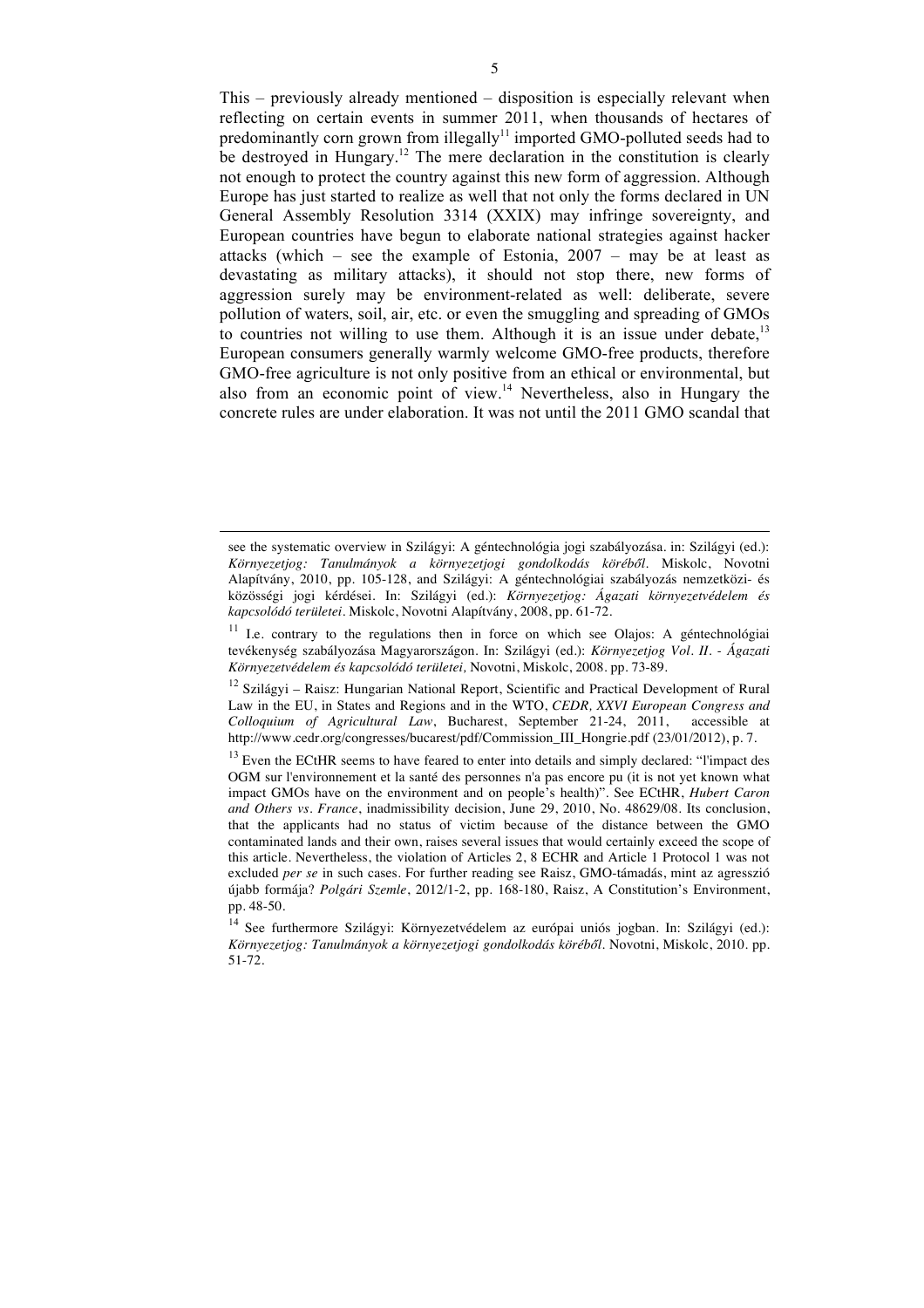This – previously already mentioned – disposition is especially relevant when reflecting on certain events in summer 2011, when thousands of hectares of predominantly corn grown from illegally[11] imported GMO-polluted seeds had to be destroyed in Hungary.[12] The mere declaration in the constitution is clearly not enough to protect the country against this new form of aggression. Although Europe has just started to realize as well that not only the forms declared in UN General Assembly Resolution 3314 (XXIX) may infringe sovereignty, and European countries have begun to elaborate national strategies against hacker attacks (which – see the example of Estonia, 2007 – may be at least as devastating as military attacks), it should not stop there, new forms of aggression surely may be environment-related as well: deliberate, severe pollution of waters, soil, air, etc. or even the smuggling and spreading of GMOs to countries not willing to use them. Although it is an issue under debate,[13] European consumers generally warmly welcome GMO-free products, therefore GMO-free agriculture is not only positive from an ethical or environmental, but also from an economic point of view.[14] Nevertheless, also in Hungary the concrete rules are under elaboration. It was not until the 2011 GMO scandal that

---

see the systematic overview in Szilágyi: A géntechnológia jogi szabályozása. in: Szilágyi (ed.): *Környezetjog: Tanulmányok a környezetjogi gondolkodás köréből*. Miskolc, Novotni Alapítvány, 2010, pp. 105-128, and Szilágyi: A géntechnológiai szabályozás nemzetközi- és közösségi jogi kérdései. In: Szilágyi (ed.): *Környezetjog: Ágazati környezetvédelem és kapcsolódó területei*. Miskolc, Novotni Alapítvány, 2008, pp. 61-72.

[11] I.e. contrary to the regulations then in force on which see Olajos: A géntechnológiai tevékenység szabályozása Magyarországon. In: Szilágyi (ed.): *Környezetjog Vol. II. - Ágazati Környezetvédelem és kapcsolódó területei,* Novotni, Miskolc, 2008. pp. 73-89.

[12] Szilágyi – Raisz: Hungarian National Report, Scientific and Practical Development of Rural Law in the EU, in States and Regions and in the WTO, *CEDR, XXVI European Congress and Colloquium of Agricultural Law*, Bucharest, September 21-24, 2011, accessible at http://www.cedr.org/congresses/bucarest/pdf/Commission_III_Hongrie.pdf (23/01/2012), p. 7.

[13] Even the ECtHR seems to have feared to enter into details and simply declared: "l'impact des OGM sur l'environnement et la santé des personnes n'a pas encore pu (it is not yet known what impact GMOs have on the environment and on people's health)". See ECtHR, *Hubert Caron and Others vs. France*, inadmissibility decision, June 29, 2010, No. 48629/08. Its conclusion, that the applicants had no status of victim because of the distance between the GMO contaminated lands and their own, raises several issues that would certainly exceed the scope of this article. Nevertheless, the violation of Articles 2, 8 ECHR and Article 1 Protocol 1 was not excluded *per se* in such cases. For further reading see Raisz, GMO-támadás, mint az agresszió újabb formája? *Polgári Szemle*, 2012/1-2, pp. 168-180, Raisz, A Constitution's Environment, pp. 48-50.

[14] See furthermore Szilágyi: Környezetvédelem az európai uniós jogban. In: Szilágyi (ed.): *Környezetjog: Tanulmányok a környezetjogi gondolkodás köréből*. Novotni, Miskolc, 2010. pp. 51-72.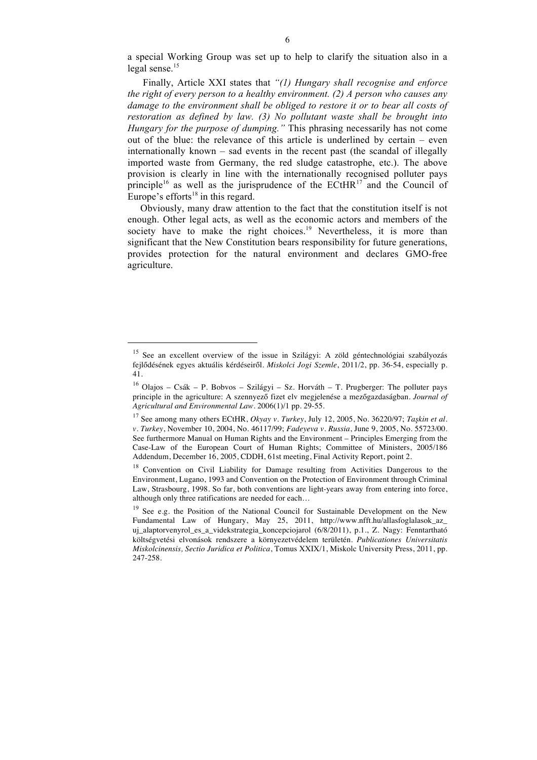a special Working Group was set up to help to clarify the situation also in a legal sense.[15]

Finally, Article XXI states that *"(1) Hungary shall recognise and enforce the right of every person to a healthy environment. (2) A person who causes any damage to the environment shall be obliged to restore it or to bear all costs of restoration as defined by law. (3) No pollutant waste shall be brought into Hungary for the purpose of dumping."* This phrasing necessarily has not come out of the blue: the relevance of this article is underlined by certain – even internationally known – sad events in the recent past (the scandal of illegally imported waste from Germany, the red sludge catastrophe, etc.). The above provision is clearly in line with the internationally recognised polluter pays principle[16] as well as the jurisprudence of the ECtHR[17] and the Council of Europe's efforts[18] in this regard.

Obviously, many draw attention to the fact that the constitution itself is not enough. Other legal acts, as well as the economic actors and members of the society have to make the right choices.[19] Nevertheless, it is more than significant that the New Constitution bears responsibility for future generations, provides protection for the natural environment and declares GMO-free agriculture.

---

[15] See an excellent overview of the issue in Szilágyi: A zöld géntechnológiai szabályozás fejlődésének egyes aktuális kérdéseiről. *Miskolci Jogi Szemle*, 2011/2, pp. 36-54, especially p. 41.

[16] Olajos – Csák – P. Bobvos – Szilágyi – Sz. Horváth – T. Prugberger: The polluter pays principle in the agriculture: A szennyező fizet elv megjelenése a mezőgazdaságban. *Journal of Agricultural and Environmental Law*. 2006(1)/1 pp. 29-55.

[17] See among many others ECtHR, *Okyay v. Turkey*, July 12, 2005, No. 36220/97; *Taşkin et al. v. Turkey*, November 10, 2004, No. 46117/99; *Fadeyeva v. Russia*, June 9, 2005, No. 55723/00. See furthermore Manual on Human Rights and the Environment – Principles Emerging from the Case-Law of the European Court of Human Rights; Committee of Ministers, 2005/186 Addendum, December 16, 2005, CDDH, 61st meeting, Final Activity Report, point 2.

[18] Convention on Civil Liability for Damage resulting from Activities Dangerous to the Environment, Lugano, 1993 and Convention on the Protection of Environment through Criminal Law, Strasbourg, 1998. So far, both conventions are light-years away from entering into force, although only three ratifications are needed for each…

[19] See e.g. the Position of the National Council for Sustainable Development on the New Fundamental Law of Hungary, May 25, 2011, http://www.nfft.hu/allasfoglalasok_az_uj_alaptorvenyrol_es_a_videkstrategia_koncepciojarol (6/8/2011), p.1., Z. Nagy: Fenntartható költségvetési elvonások rendszere a környezetvédelem területén. *Publicationes Universitatis Miskolcinensis, Sectio Juridica et Politica*, Tomus XXIX/1, Miskolc University Press, 2011, pp. 247-258.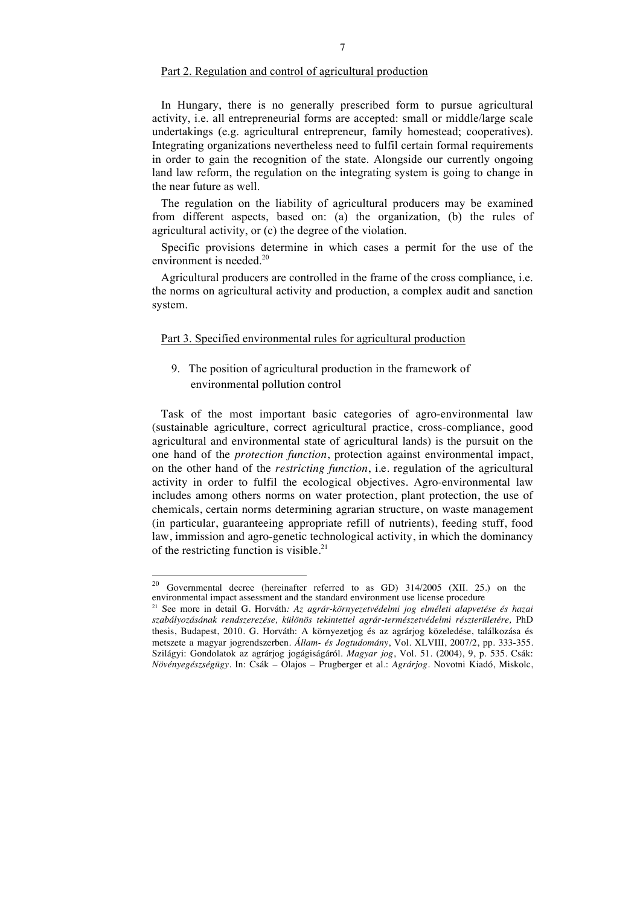## Part 2. Regulation and control of agricultural production

In Hungary, there is no generally prescribed form to pursue agricultural activity, i.e. all entrepreneurial forms are accepted: small or middle/large scale undertakings (e.g. agricultural entrepreneur, family homestead; cooperatives). Integrating organizations nevertheless need to fulfil certain formal requirements in order to gain the recognition of the state. Alongside our currently ongoing land law reform, the regulation on the integrating system is going to change in the near future as well.

The regulation on the liability of agricultural producers may be examined from different aspects, based on: (a) the organization, (b) the rules of agricultural activity, or (c) the degree of the violation.

Specific provisions determine in which cases a permit for the use of the environment is needed.[20]

Agricultural producers are controlled in the frame of the cross compliance, i.e. the norms on agricultural activity and production, a complex audit and sanction system.

## Part 3. Specified environmental rules for agricultural production

### 9. The position of agricultural production in the framework of environmental pollution control

Task of the most important basic categories of agro-environmental law (sustainable agriculture, correct agricultural practice, cross-compliance, good agricultural and environmental state of agricultural lands) is the pursuit on the one hand of the *protection function*, protection against environmental impact, on the other hand of the *restricting function*, i.e. regulation of the agricultural activity in order to fulfil the ecological objectives. Agro-environmental law includes among others norms on water protection, plant protection, the use of chemicals, certain norms determining agrarian structure, on waste management (in particular, guaranteeing appropriate refill of nutrients), feeding stuff, food law, immission and agro-genetic technological activity, in which the dominancy of the restricting function is visible.[21]

---

[20] Governmental decree (hereinafter referred to as GD) 314/2005 (XII. 25.) on the environmental impact assessment and the standard environment use license procedure

[21] See more in detail G. Horváth*: Az agrár-környezetvédelmi jog elméleti alapvetése és hazai szabályozásának rendszerezése, különös tekintettel agrár-természetvédelmi részterületére,* PhD thesis, Budapest, 2010. G. Horváth: A környezetjog és az agrárjog közeledése, találkozása és metszete a magyar jogrendszerben. *Állam- és Jogtudomány*, Vol. XLVIII, 2007/2, pp. 333-355. Szilágyi: Gondolatok az agrárjog jogágiságáról. *Magyar jog*, Vol. 51. (2004), 9, p. 535. Csák: *Növényegészségügy*. In: Csák – Olajos – Prugberger et al.: *Agrárjog*. Novotni Kiadó, Miskolc,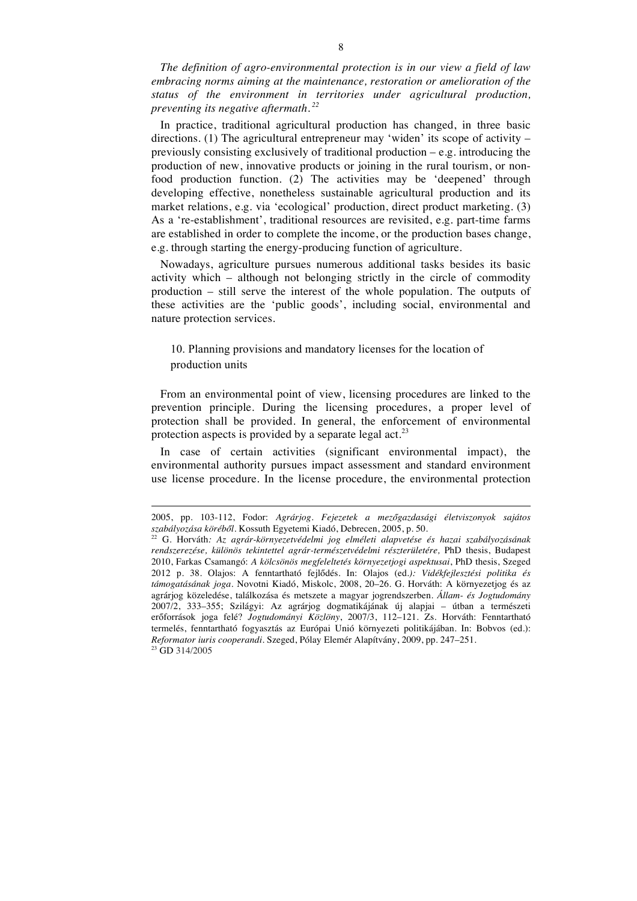*The definition of agro-environmental protection is in our view a field of law embracing norms aiming at the maintenance, restoration or amelioration of the status of the environment in territories under agricultural production, preventing its negative aftermath.*[22]

In practice, traditional agricultural production has changed, in three basic directions. (1) The agricultural entrepreneur may 'widen' its scope of activity – previously consisting exclusively of traditional production – e.g. introducing the production of new, innovative products or joining in the rural tourism, or non-food production function. (2) The activities may be 'deepened' through developing effective, nonetheless sustainable agricultural production and its market relations, e.g. via 'ecological' production, direct product marketing. (3) As a 're-establishment', traditional resources are revisited, e.g. part-time farms are established in order to complete the income, or the production bases change, e.g. through starting the energy-producing function of agriculture.

Nowadays, agriculture pursues numerous additional tasks besides its basic activity which – although not belonging strictly in the circle of commodity production – still serve the interest of the whole population. The outputs of these activities are the 'public goods', including social, environmental and nature protection services.

## 10. Planning provisions and mandatory licenses for the location of production units

From an environmental point of view, licensing procedures are linked to the prevention principle. During the licensing procedures, a proper level of protection shall be provided. In general, the enforcement of environmental protection aspects is provided by a separate legal act.[23]

In case of certain activities (significant environmental impact), the environmental authority pursues impact assessment and standard environment use license procedure. In the license procedure, the environmental protection

---

2005, pp. 103-112, Fodor: *Agrárjog. Fejezetek a mezőgazdasági életviszonyok sajátos szabályozása köréből*. Kossuth Egyetemi Kiadó, Debrecen, 2005, p. 50.

[22] G. Horváth*: Az agrár-környezetvédelmi jog elméleti alapvetése és hazai szabályozásának rendszerezése, különös tekintettel agrár-természetvédelmi részterületére,* PhD thesis, Budapest 2010, Farkas Csamangó: *A kölcsönös megfeleltetés környezetjogi aspektusai*, PhD thesis, Szeged 2012 p. 38. Olajos: A fenntartható fejlődés. In: Olajos (ed.*): Vidékfejlesztési politika és támogatásának joga*. Novotni Kiadó, Miskolc, 2008, 20–26. G. Horváth: A környezetjog és az agrárjog közeledése, találkozása és metszete a magyar jogrendszerben. *Állam- és Jogtudomány* 2007/2, 333–355; Szilágyi: Az agrárjog dogmatikájának új alapjai – útban a természeti erőforrások joga felé? *Jogtudományi Közlöny*, 2007/3, 112–121. Zs. Horváth: Fenntartható termelés, fenntartható fogyasztás az Európai Unió környezeti politikájában. In: Bobvos (ed.): *Reformator iuris cooperandi*. Szeged, Pólay Elemér Alapítvány, 2009, pp. 247–251.

[23] GD 314/2005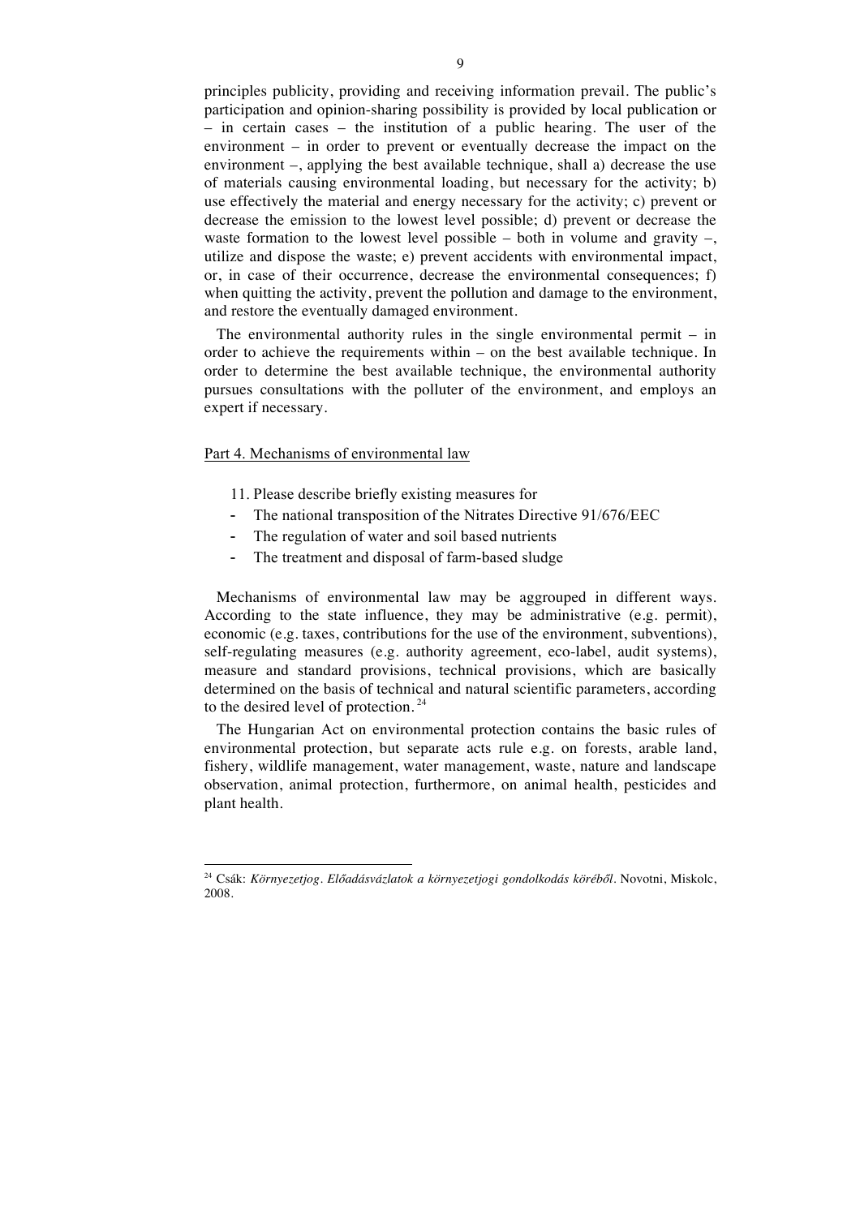principles publicity, providing and receiving information prevail. The public's participation and opinion-sharing possibility is provided by local publication or – in certain cases – the institution of a public hearing. The user of the environment – in order to prevent or eventually decrease the impact on the environment –, applying the best available technique, shall a) decrease the use of materials causing environmental loading, but necessary for the activity; b) use effectively the material and energy necessary for the activity; c) prevent or decrease the emission to the lowest level possible; d) prevent or decrease the waste formation to the lowest level possible – both in volume and gravity –, utilize and dispose the waste; e) prevent accidents with environmental impact, or, in case of their occurrence, decrease the environmental consequences; f) when quitting the activity, prevent the pollution and damage to the environment, and restore the eventually damaged environment.

The environmental authority rules in the single environmental permit – in order to achieve the requirements within – on the best available technique. In order to determine the best available technique, the environmental authority pursues consultations with the polluter of the environment, and employs an expert if necessary.

## Part 4. Mechanisms of environmental law

11. Please describe briefly existing measures for
    - The national transposition of the Nitrates Directive 91/676/EEC
    - The regulation of water and soil based nutrients
    - The treatment and disposal of farm-based sludge

Mechanisms of environmental law may be aggrouped in different ways. According to the state influence, they may be administrative (e.g. permit), economic (e.g. taxes, contributions for the use of the environment, subventions), self-regulating measures (e.g. authority agreement, eco-label, audit systems), measure and standard provisions, technical provisions, which are basically determined on the basis of technical and natural scientific parameters, according to the desired level of protection.[24]

The Hungarian Act on environmental protection contains the basic rules of environmental protection, but separate acts rule e.g. on forests, arable land, fishery, wildlife management, water management, waste, nature and landscape observation, animal protection, furthermore, on animal health, pesticides and plant health.

[24] Csák: *Környezetjog. Előadásvázlatok a környezetjogi gondolkodás köréből*. Novotni, Miskolc, 2008.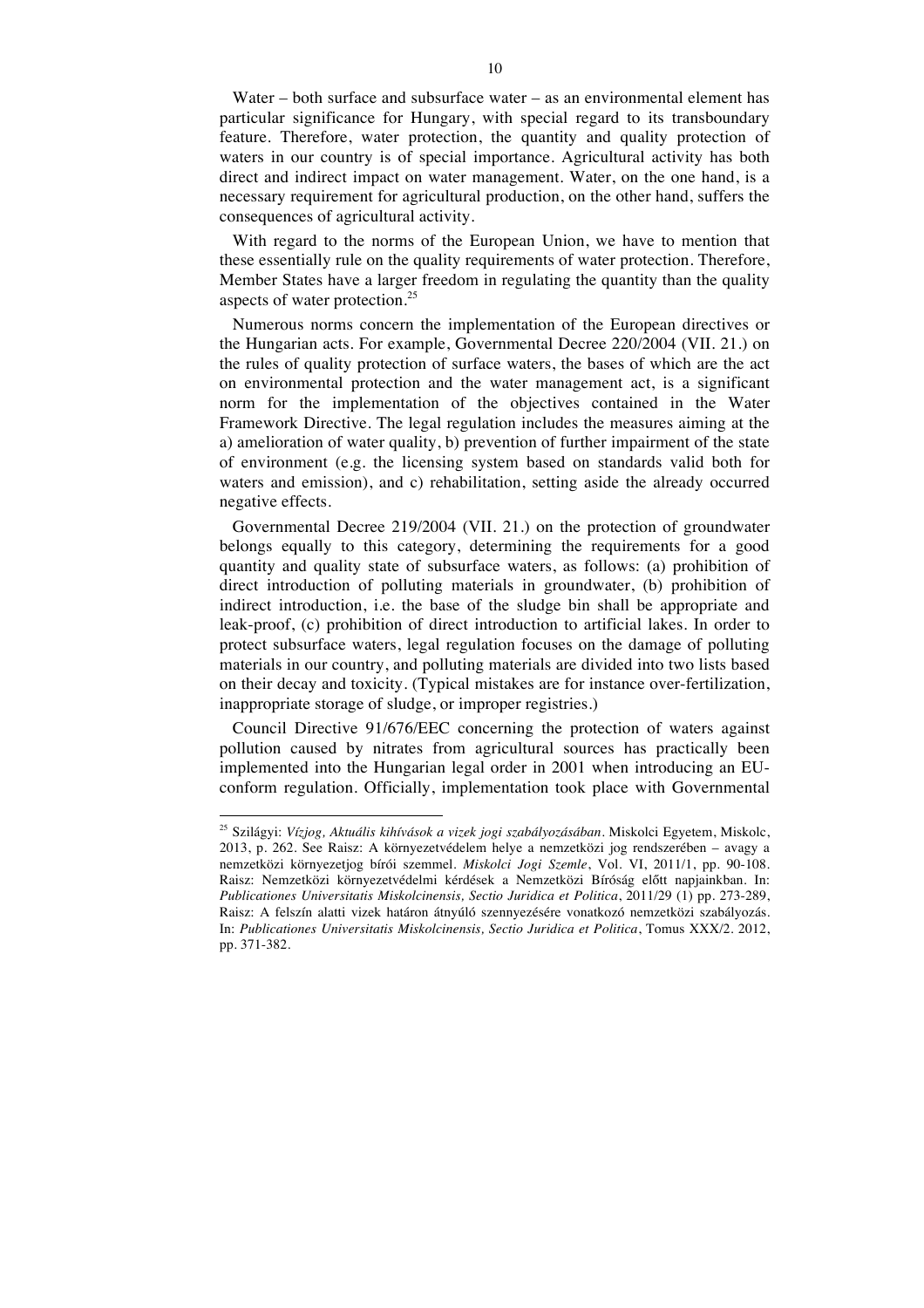Water – both surface and subsurface water – as an environmental element has particular significance for Hungary, with special regard to its transboundary feature. Therefore, water protection, the quantity and quality protection of waters in our country is of special importance. Agricultural activity has both direct and indirect impact on water management. Water, on the one hand, is a necessary requirement for agricultural production, on the other hand, suffers the consequences of agricultural activity.

With regard to the norms of the European Union, we have to mention that these essentially rule on the quality requirements of water protection. Therefore, Member States have a larger freedom in regulating the quantity than the quality aspects of water protection.[25]

Numerous norms concern the implementation of the European directives or the Hungarian acts. For example, Governmental Decree 220/2004 (VII. 21.) on the rules of quality protection of surface waters, the bases of which are the act on environmental protection and the water management act, is a significant norm for the implementation of the objectives contained in the Water Framework Directive. The legal regulation includes the measures aiming at the a) amelioration of water quality, b) prevention of further impairment of the state of environment (e.g. the licensing system based on standards valid both for waters and emission), and c) rehabilitation, setting aside the already occurred negative effects.

Governmental Decree 219/2004 (VII. 21.) on the protection of groundwater belongs equally to this category, determining the requirements for a good quantity and quality state of subsurface waters, as follows: (a) prohibition of direct introduction of polluting materials in groundwater, (b) prohibition of indirect introduction, i.e. the base of the sludge bin shall be appropriate and leak-proof, (c) prohibition of direct introduction to artificial lakes. In order to protect subsurface waters, legal regulation focuses on the damage of polluting materials in our country, and polluting materials are divided into two lists based on their decay and toxicity. (Typical mistakes are for instance over-fertilization, inappropriate storage of sludge, or improper registries.)

Council Directive 91/676/EEC concerning the protection of waters against pollution caused by nitrates from agricultural sources has practically been implemented into the Hungarian legal order in 2001 when introducing an EU-conform regulation. Officially, implementation took place with Governmental

---

[25] Szilágyi: *Vízjog, Aktuális kihívások a vizek jogi szabályozásában*. Miskolci Egyetem, Miskolc, 2013, p. 262. See Raisz: A környezetvédelem helye a nemzetközi jog rendszerében – avagy a nemzetközi környezetjog bírói szemmel. *Miskolci Jogi Szemle*, Vol. VI, 2011/1, pp. 90-108. Raisz: Nemzetközi környezetvédelmi kérdések a Nemzetközi Bíróság előtt napjainkban. In: *Publicationes Universitatis Miskolcinensis, Sectio Juridica et Politica*, 2011/29 (1) pp. 273-289, Raisz: A felszín alatti vizek határon átnyúló szennyezésére vonatkozó nemzetközi szabályozás. In: *Publicationes Universitatis Miskolcinensis, Sectio Juridica et Politica*, Tomus XXX/2. 2012, pp. 371-382.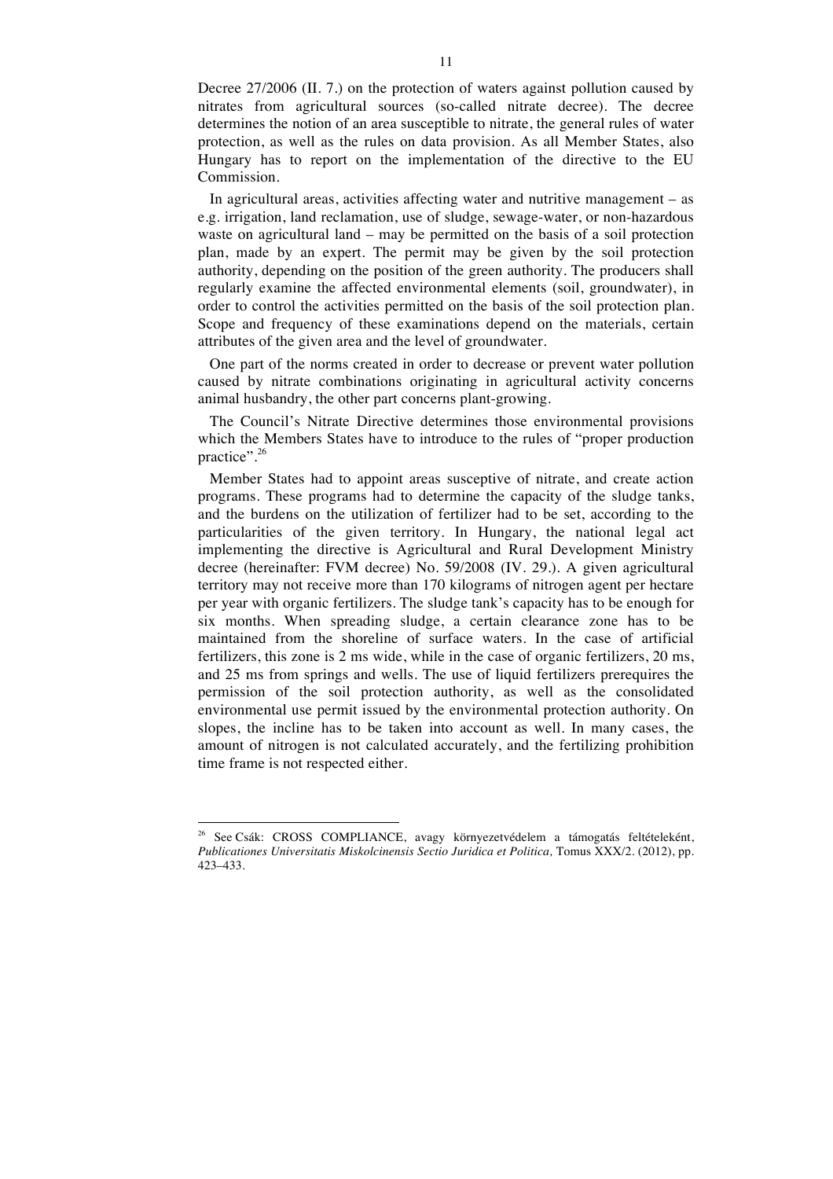Decree 27/2006 (II. 7.) on the protection of waters against pollution caused by nitrates from agricultural sources (so-called nitrate decree). The decree determines the notion of an area susceptible to nitrate, the general rules of water protection, as well as the rules on data provision. As all Member States, also Hungary has to report on the implementation of the directive to the EU Commission.

In agricultural areas, activities affecting water and nutritive management – as e.g. irrigation, land reclamation, use of sludge, sewage-water, or non-hazardous waste on agricultural land – may be permitted on the basis of a soil protection plan, made by an expert. The permit may be given by the soil protection authority, depending on the position of the green authority. The producers shall regularly examine the affected environmental elements (soil, groundwater), in order to control the activities permitted on the basis of the soil protection plan. Scope and frequency of these examinations depend on the materials, certain attributes of the given area and the level of groundwater.

One part of the norms created in order to decrease or prevent water pollution caused by nitrate combinations originating in agricultural activity concerns animal husbandry, the other part concerns plant-growing.

The Council's Nitrate Directive determines those environmental provisions which the Members States have to introduce to the rules of "proper production practice".[26]

Member States had to appoint areas susceptive of nitrate, and create action programs. These programs had to determine the capacity of the sludge tanks, and the burdens on the utilization of fertilizer had to be set, according to the particularities of the given territory. In Hungary, the national legal act implementing the directive is Agricultural and Rural Development Ministry decree (hereinafter: FVM decree) No. 59/2008 (IV. 29.). A given agricultural territory may not receive more than 170 kilograms of nitrogen agent per hectare per year with organic fertilizers. The sludge tank's capacity has to be enough for six months. When spreading sludge, a certain clearance zone has to be maintained from the shoreline of surface waters. In the case of artificial fertilizers, this zone is 2 ms wide, while in the case of organic fertilizers, 20 ms, and 25 ms from springs and wells. The use of liquid fertilizers prerequires the permission of the soil protection authority, as well as the consolidated environmental use permit issued by the environmental protection authority. On slopes, the incline has to be taken into account as well. In many cases, the amount of nitrogen is not calculated accurately, and the fertilizing prohibition time frame is not respected either.

---

[26] See Csák: CROSS COMPLIANCE, avagy környezetvédelem a támogatás feltételeként, *Publicationes Universitatis Miskolcinensis Sectio Juridica et Politica,* Tomus XXX/2. (2012), pp. 423–433.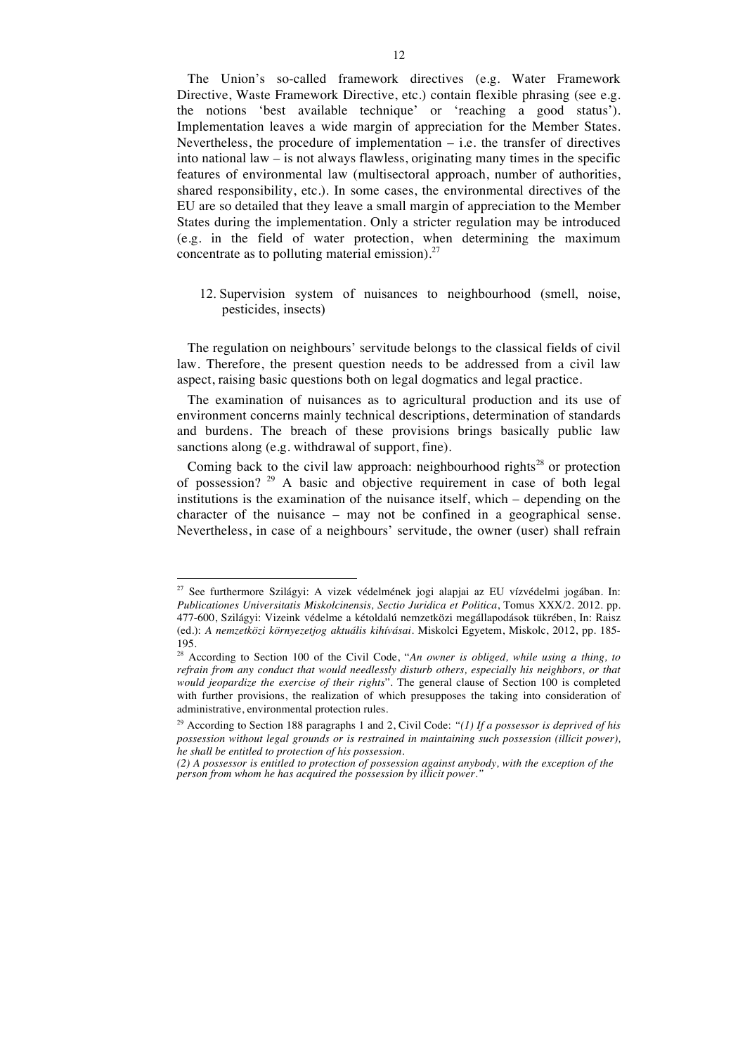The Union's so-called framework directives (e.g. Water Framework Directive, Waste Framework Directive, etc.) contain flexible phrasing (see e.g. the notions 'best available technique' or 'reaching a good status'). Implementation leaves a wide margin of appreciation for the Member States. Nevertheless, the procedure of implementation – i.e. the transfer of directives into national law – is not always flawless, originating many times in the specific features of environmental law (multisectoral approach, number of authorities, shared responsibility, etc.). In some cases, the environmental directives of the EU are so detailed that they leave a small margin of appreciation to the Member States during the implementation. Only a stricter regulation may be introduced (e.g. in the field of water protection, when determining the maximum concentrate as to polluting material emission).[27]

12. Supervision system of nuisances to neighbourhood (smell, noise, pesticides, insects)

The regulation on neighbours' servitude belongs to the classical fields of civil law. Therefore, the present question needs to be addressed from a civil law aspect, raising basic questions both on legal dogmatics and legal practice.

The examination of nuisances as to agricultural production and its use of environment concerns mainly technical descriptions, determination of standards and burdens. The breach of these provisions brings basically public law sanctions along (e.g. withdrawal of support, fine).

Coming back to the civil law approach: neighbourhood rights[28] or protection of possession? [29] A basic and objective requirement in case of both legal institutions is the examination of the nuisance itself, which – depending on the character of the nuisance – may not be confined in a geographical sense. Nevertheless, in case of a neighbours' servitude, the owner (user) shall refrain

---

[27] See furthermore Szilágyi: A vizek védelmének jogi alapjai az EU vízvédelmi jogában. In: *Publicationes Universitatis Miskolcinensis, Sectio Juridica et Politica*, Tomus XXX/2. 2012. pp. 477-600, Szilágyi: Vizeink védelme a kétoldalú nemzetközi megállapodások tükrében, In: Raisz (ed.): *A nemzetközi környezetjog aktuális kihívásai*. Miskolci Egyetem, Miskolc, 2012, pp. 185-195.

[28] According to Section 100 of the Civil Code, "*An owner is obliged, while using a thing, to refrain from any conduct that would needlessly disturb others, especially his neighbors, or that would jeopardize the exercise of their rights*". The general clause of Section 100 is completed with further provisions, the realization of which presupposes the taking into consideration of administrative, environmental protection rules.

[29] According to Section 188 paragraphs 1 and 2, Civil Code: *"(1) If a possessor is deprived of his possession without legal grounds or is restrained in maintaining such possession (illicit power), he shall be entitled to protection of his possession.*

*(2) A possessor is entitled to protection of possession against anybody, with the exception of the person from whom he has acquired the possession by illicit power."*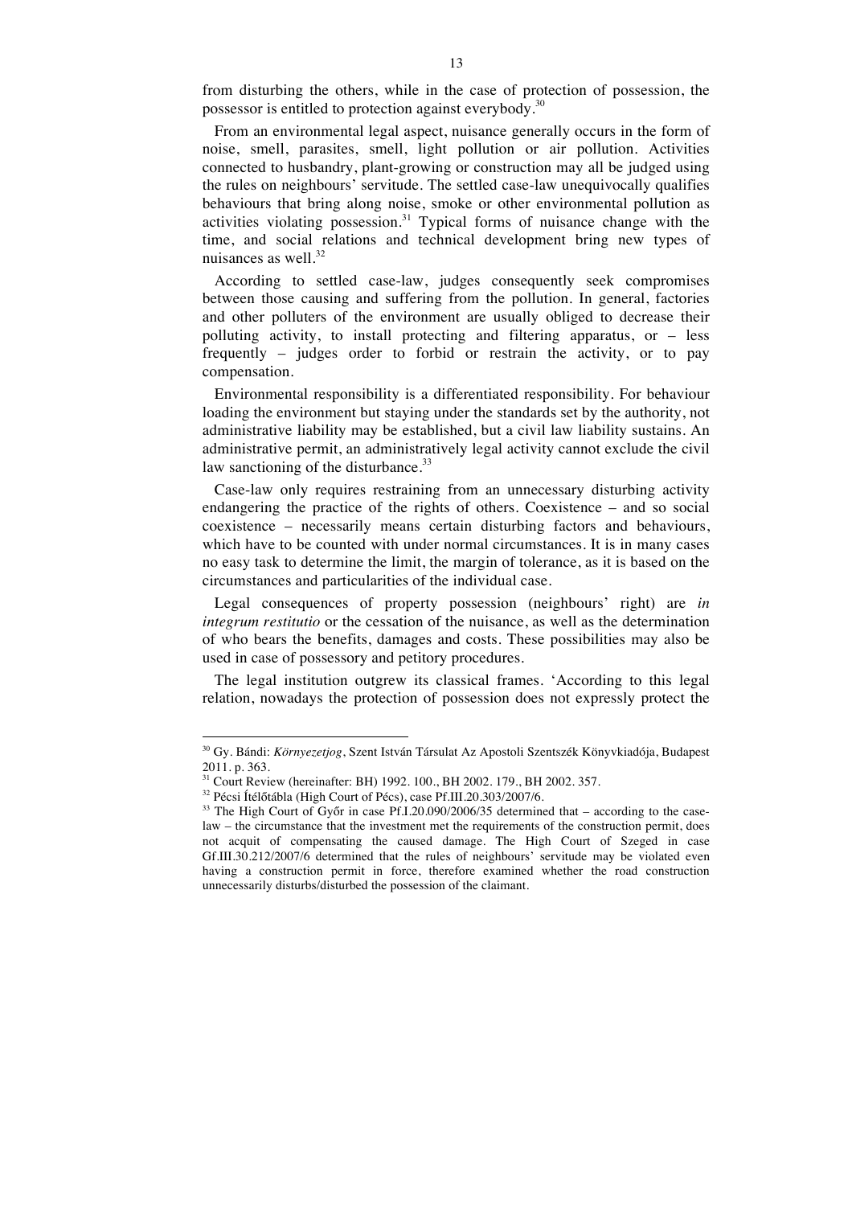from disturbing the others, while in the case of protection of possession, the possessor is entitled to protection against everybody.[30]

From an environmental legal aspect, nuisance generally occurs in the form of noise, smell, parasites, smell, light pollution or air pollution. Activities connected to husbandry, plant-growing or construction may all be judged using the rules on neighbours' servitude. The settled case-law unequivocally qualifies behaviours that bring along noise, smoke or other environmental pollution as activities violating possession.[31] Typical forms of nuisance change with the time, and social relations and technical development bring new types of nuisances as well.[32]

According to settled case-law, judges consequently seek compromises between those causing and suffering from the pollution. In general, factories and other polluters of the environment are usually obliged to decrease their polluting activity, to install protecting and filtering apparatus, or – less frequently – judges order to forbid or restrain the activity, or to pay compensation.

Environmental responsibility is a differentiated responsibility. For behaviour loading the environment but staying under the standards set by the authority, not administrative liability may be established, but a civil law liability sustains. An administrative permit, an administratively legal activity cannot exclude the civil law sanctioning of the disturbance.[33]

Case-law only requires restraining from an unnecessary disturbing activity endangering the practice of the rights of others. Coexistence – and so social coexistence – necessarily means certain disturbing factors and behaviours, which have to be counted with under normal circumstances. It is in many cases no easy task to determine the limit, the margin of tolerance, as it is based on the circumstances and particularities of the individual case.

Legal consequences of property possession (neighbours' right) are *in integrum restitutio* or the cessation of the nuisance, as well as the determination of who bears the benefits, damages and costs. These possibilities may also be used in case of possessory and petitory procedures.

The legal institution outgrew its classical frames. 'According to this legal relation, nowadays the protection of possession does not expressly protect the

---

[30] Gy. Bándi: *Környezetjog*, Szent István Társulat Az Apostoli Szentszék Könyvkiadója, Budapest 2011. p. 363.

[31] Court Review (hereinafter: BH) 1992. 100., BH 2002. 179., BH 2002. 357.

[32] Pécsi Ítélőtábla (High Court of Pécs), case Pf.III.20.303/2007/6.

[33] The High Court of Győr in case Pf.I.20.090/2006/35 determined that – according to the case-law – the circumstance that the investment met the requirements of the construction permit, does not acquit of compensating the caused damage. The High Court of Szeged in case Gf.III.30.212/2007/6 determined that the rules of neighbours' servitude may be violated even having a construction permit in force, therefore examined whether the road construction unnecessarily disturbs/disturbed the possession of the claimant.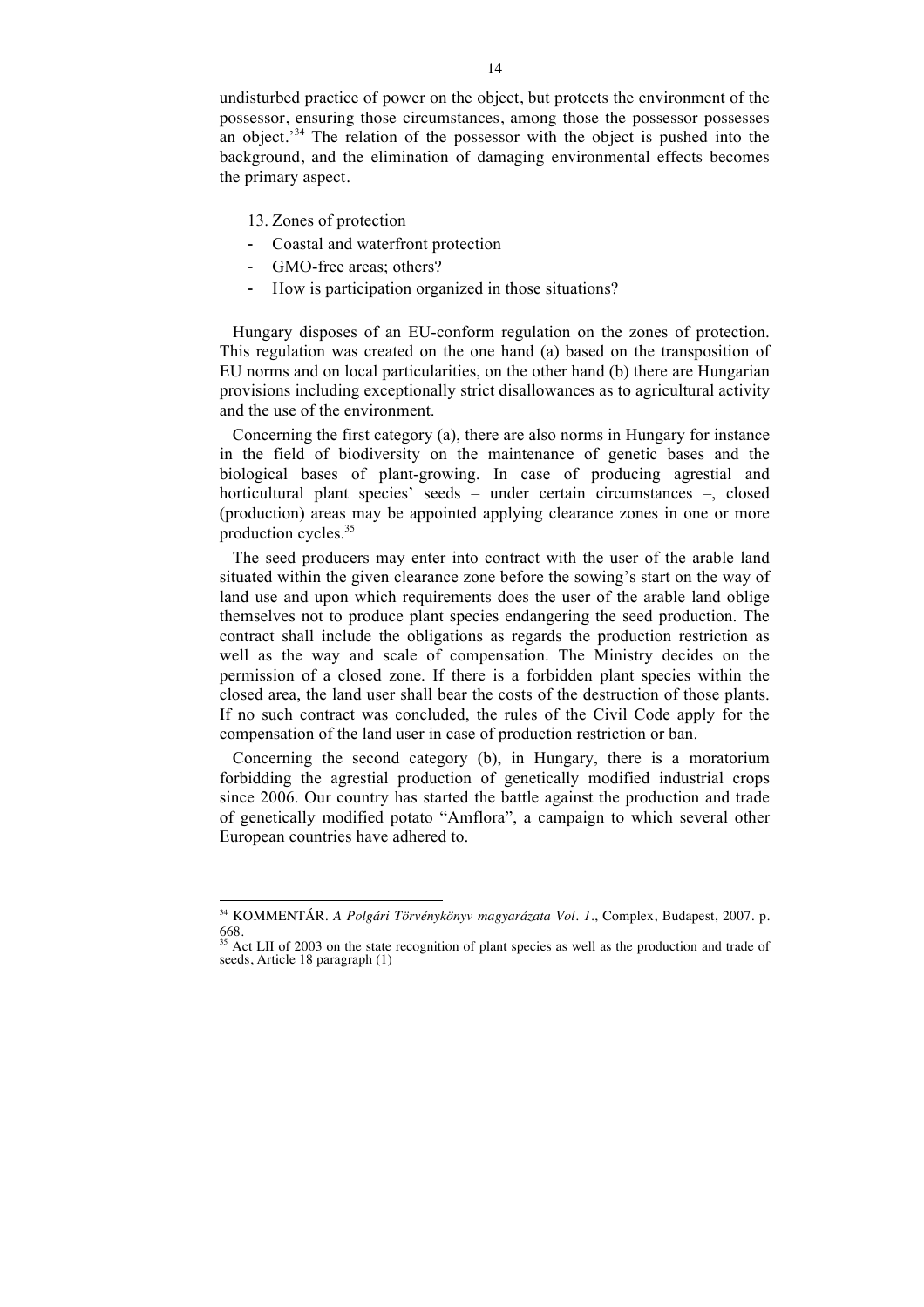undisturbed practice of power on the object, but protects the environment of the possessor, ensuring those circumstances, among those the possessor possesses an object.'[34] The relation of the possessor with the object is pushed into the background, and the elimination of damaging environmental effects becomes the primary aspect.

13. Zones of protection

- Coastal and waterfront protection
- GMO-free areas; others?
- How is participation organized in those situations?

Hungary disposes of an EU-conform regulation on the zones of protection. This regulation was created on the one hand (a) based on the transposition of EU norms and on local particularities, on the other hand (b) there are Hungarian provisions including exceptionally strict disallowances as to agricultural activity and the use of the environment.

Concerning the first category (a), there are also norms in Hungary for instance in the field of biodiversity on the maintenance of genetic bases and the biological bases of plant-growing. In case of producing agrestial and horticultural plant species' seeds – under certain circumstances –, closed (production) areas may be appointed applying clearance zones in one or more production cycles.[35]

The seed producers may enter into contract with the user of the arable land situated within the given clearance zone before the sowing's start on the way of land use and upon which requirements does the user of the arable land oblige themselves not to produce plant species endangering the seed production. The contract shall include the obligations as regards the production restriction as well as the way and scale of compensation. The Ministry decides on the permission of a closed zone. If there is a forbidden plant species within the closed area, the land user shall bear the costs of the destruction of those plants. If no such contract was concluded, the rules of the Civil Code apply for the compensation of the land user in case of production restriction or ban.

Concerning the second category (b), in Hungary, there is a moratorium forbidding the agrestial production of genetically modified industrial crops since 2006. Our country has started the battle against the production and trade of genetically modified potato "Amflora", a campaign to which several other European countries have adhered to.

---

[34] KOMMENTÁR. *A Polgári Törvénykönyv magyarázata Vol. 1*., Complex, Budapest, 2007. p. 668.

[35] Act LII of 2003 on the state recognition of plant species as well as the production and trade of seeds, Article 18 paragraph (1)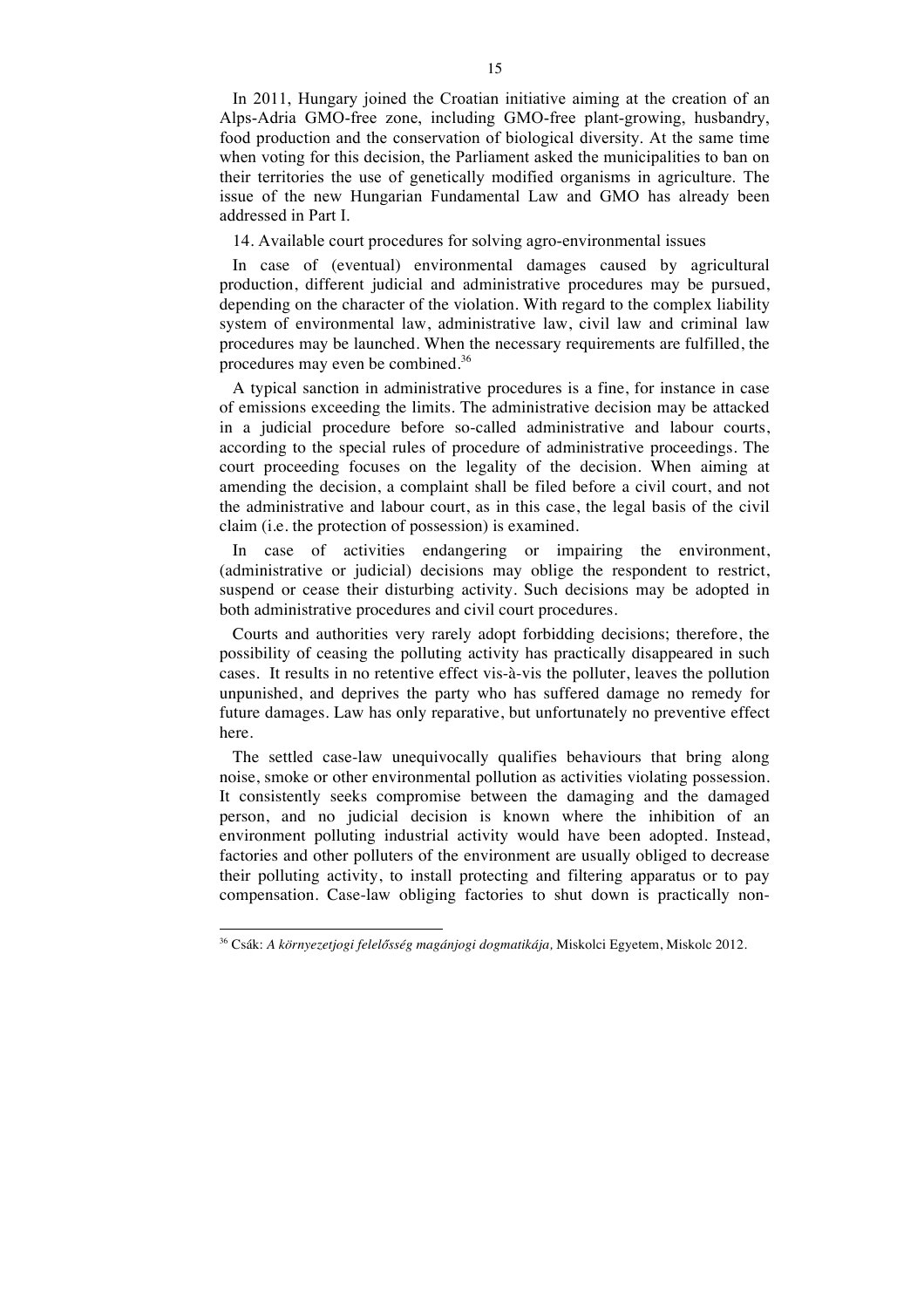In 2011, Hungary joined the Croatian initiative aiming at the creation of an Alps-Adria GMO-free zone, including GMO-free plant-growing, husbandry, food production and the conservation of biological diversity. At the same time when voting for this decision, the Parliament asked the municipalities to ban on their territories the use of genetically modified organisms in agriculture. The issue of the new Hungarian Fundamental Law and GMO has already been addressed in Part I.

## 14. Available court procedures for solving agro-environmental issues

In case of (eventual) environmental damages caused by agricultural production, different judicial and administrative procedures may be pursued, depending on the character of the violation. With regard to the complex liability system of environmental law, administrative law, civil law and criminal law procedures may be launched. When the necessary requirements are fulfilled, the procedures may even be combined.[36]

A typical sanction in administrative procedures is a fine, for instance in case of emissions exceeding the limits. The administrative decision may be attacked in a judicial procedure before so-called administrative and labour courts, according to the special rules of procedure of administrative proceedings. The court proceeding focuses on the legality of the decision. When aiming at amending the decision, a complaint shall be filed before a civil court, and not the administrative and labour court, as in this case, the legal basis of the civil claim (i.e. the protection of possession) is examined.

In case of activities endangering or impairing the environment, (administrative or judicial) decisions may oblige the respondent to restrict, suspend or cease their disturbing activity. Such decisions may be adopted in both administrative procedures and civil court procedures.

Courts and authorities very rarely adopt forbidding decisions; therefore, the possibility of ceasing the polluting activity has practically disappeared in such cases. It results in no retentive effect vis-à-vis the polluter, leaves the pollution unpunished, and deprives the party who has suffered damage no remedy for future damages. Law has only reparative, but unfortunately no preventive effect here.

The settled case-law unequivocally qualifies behaviours that bring along noise, smoke or other environmental pollution as activities violating possession. It consistently seeks compromise between the damaging and the damaged person, and no judicial decision is known where the inhibition of an environment polluting industrial activity would have been adopted. Instead, factories and other polluters of the environment are usually obliged to decrease their polluting activity, to install protecting and filtering apparatus or to pay compensation. Case-law obliging factories to shut down is practically non-

---

[36] Csák: *A környezetjogi felelősség magánjogi dogmatikája,* Miskolci Egyetem, Miskolc 2012.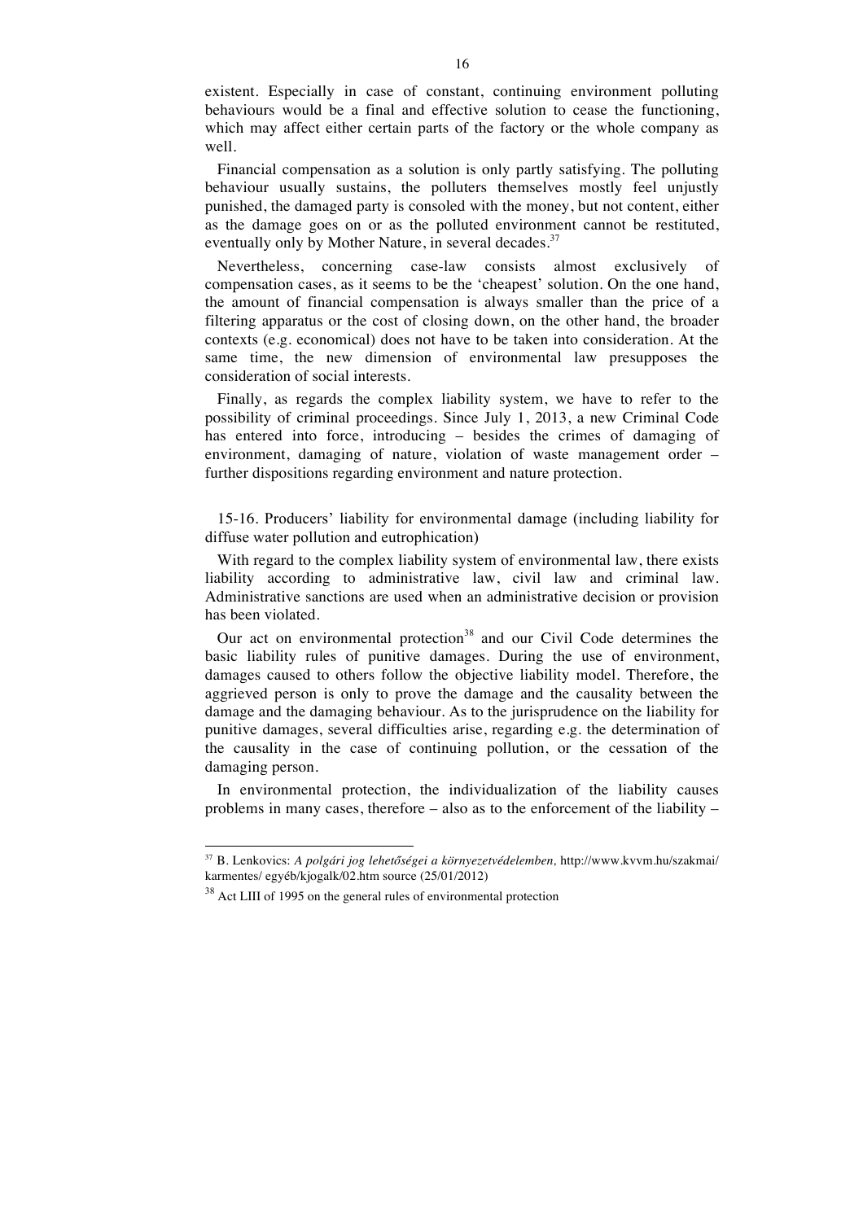existent. Especially in case of constant, continuing environment polluting behaviours would be a final and effective solution to cease the functioning, which may affect either certain parts of the factory or the whole company as well.

Financial compensation as a solution is only partly satisfying. The polluting behaviour usually sustains, the polluters themselves mostly feel unjustly punished, the damaged party is consoled with the money, but not content, either as the damage goes on or as the polluted environment cannot be restituted, eventually only by Mother Nature, in several decades.[37]

Nevertheless, concerning case-law consists almost exclusively of compensation cases, as it seems to be the 'cheapest' solution. On the one hand, the amount of financial compensation is always smaller than the price of a filtering apparatus or the cost of closing down, on the other hand, the broader contexts (e.g. economical) does not have to be taken into consideration. At the same time, the new dimension of environmental law presupposes the consideration of social interests.

Finally, as regards the complex liability system, we have to refer to the possibility of criminal proceedings. Since July 1, 2013, a new Criminal Code has entered into force, introducing – besides the crimes of damaging of environment, damaging of nature, violation of waste management order – further dispositions regarding environment and nature protection.

15-16. Producers' liability for environmental damage (including liability for diffuse water pollution and eutrophication)

With regard to the complex liability system of environmental law, there exists liability according to administrative law, civil law and criminal law. Administrative sanctions are used when an administrative decision or provision has been violated.

Our act on environmental protection[38] and our Civil Code determines the basic liability rules of punitive damages. During the use of environment, damages caused to others follow the objective liability model. Therefore, the aggrieved person is only to prove the damage and the causality between the damage and the damaging behaviour. As to the jurisprudence on the liability for punitive damages, several difficulties arise, regarding e.g. the determination of the causality in the case of continuing pollution, or the cessation of the damaging person.

In environmental protection, the individualization of the liability causes problems in many cases, therefore – also as to the enforcement of the liability –

[37] B. Lenkovics: *A polgári jog lehetőségei a környezetvédelemben,* http://www.kvvm.hu/szakmai/ karmentes/ egyéb/kjogalk/02.htm source (25/01/2012)

[38] Act LIII of 1995 on the general rules of environmental protection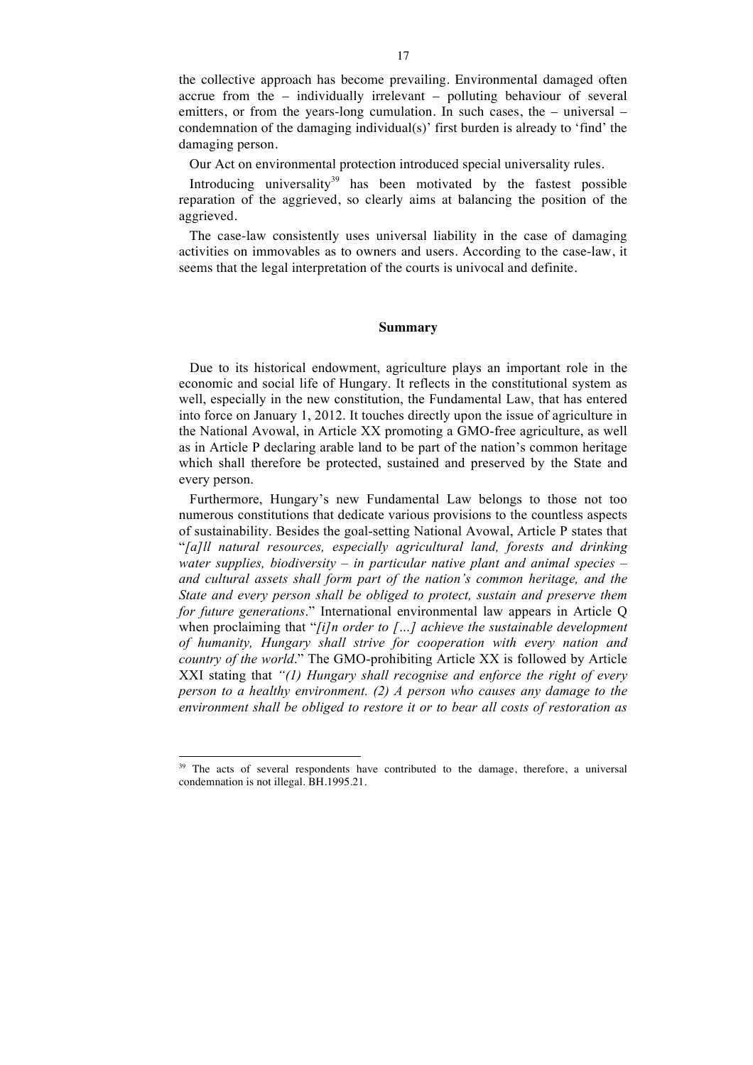the collective approach has become prevailing. Environmental damaged often accrue from the – individually irrelevant – polluting behaviour of several emitters, or from the years-long cumulation. In such cases, the – universal – condemnation of the damaging individual(s)' first burden is already to 'find' the damaging person.

Our Act on environmental protection introduced special universality rules.

Introducing universality[39] has been motivated by the fastest possible reparation of the aggrieved, so clearly aims at balancing the position of the aggrieved.

The case-law consistently uses universal liability in the case of damaging activities on immovables as to owners and users. According to the case-law, it seems that the legal interpretation of the courts is univocal and definite.

## Summary

Due to its historical endowment, agriculture plays an important role in the economic and social life of Hungary. It reflects in the constitutional system as well, especially in the new constitution, the Fundamental Law, that has entered into force on January 1, 2012. It touches directly upon the issue of agriculture in the National Avowal, in Article XX promoting a GMO-free agriculture, as well as in Article P declaring arable land to be part of the nation's common heritage which shall therefore be protected, sustained and preserved by the State and every person.

Furthermore, Hungary's new Fundamental Law belongs to those not too numerous constitutions that dedicate various provisions to the countless aspects of sustainability. Besides the goal-setting National Avowal, Article P states that "*[a]ll natural resources, especially agricultural land, forests and drinking water supplies, biodiversity – in particular native plant and animal species – and cultural assets shall form part of the nation's common heritage, and the State and every person shall be obliged to protect, sustain and preserve them for future generations*." International environmental law appears in Article Q when proclaiming that "*[i]n order to […] achieve the sustainable development of humanity, Hungary shall strive for cooperation with every nation and country of the world*." The GMO-prohibiting Article XX is followed by Article XXI stating that *"(1) Hungary shall recognise and enforce the right of every person to a healthy environment. (2) A person who causes any damage to the environment shall be obliged to restore it or to bear all costs of restoration as*

---

[39] The acts of several respondents have contributed to the damage, therefore, a universal condemnation is not illegal. BH.1995.21.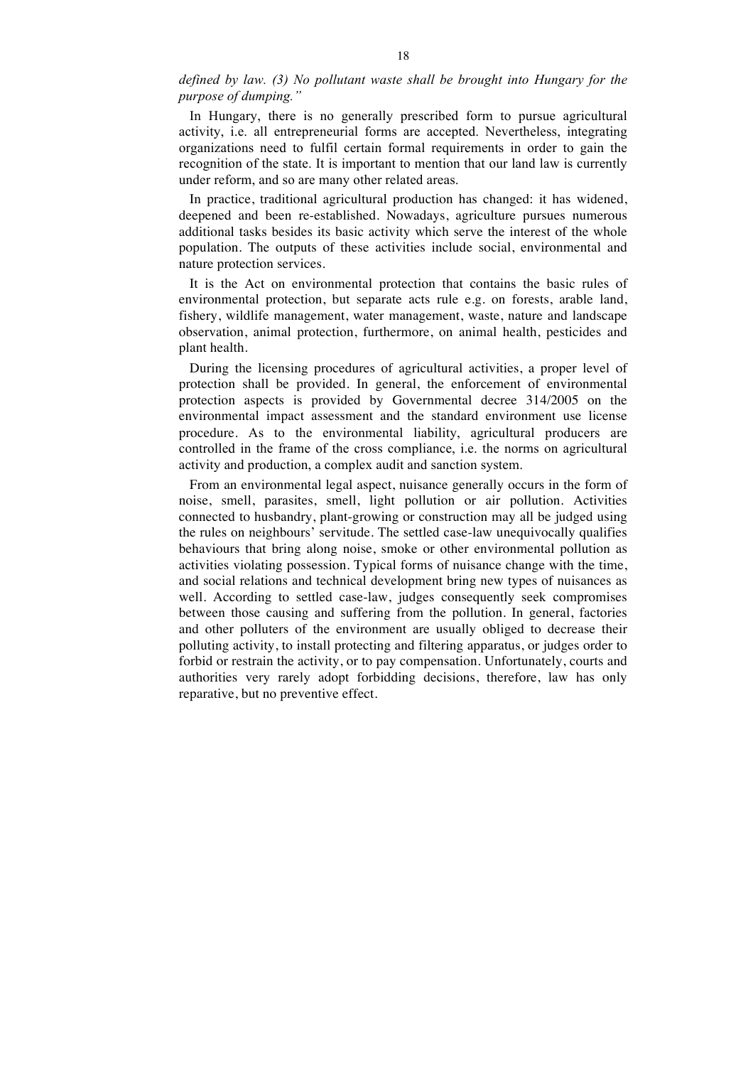*defined by law. (3) No pollutant waste shall be brought into Hungary for the purpose of dumping."*

In Hungary, there is no generally prescribed form to pursue agricultural activity, i.e. all entrepreneurial forms are accepted. Nevertheless, integrating organizations need to fulfil certain formal requirements in order to gain the recognition of the state. It is important to mention that our land law is currently under reform, and so are many other related areas.

In practice, traditional agricultural production has changed: it has widened, deepened and been re-established. Nowadays, agriculture pursues numerous additional tasks besides its basic activity which serve the interest of the whole population. The outputs of these activities include social, environmental and nature protection services.

It is the Act on environmental protection that contains the basic rules of environmental protection, but separate acts rule e.g. on forests, arable land, fishery, wildlife management, water management, waste, nature and landscape observation, animal protection, furthermore, on animal health, pesticides and plant health.

During the licensing procedures of agricultural activities, a proper level of protection shall be provided. In general, the enforcement of environmental protection aspects is provided by Governmental decree 314/2005 on the environmental impact assessment and the standard environment use license procedure. As to the environmental liability, agricultural producers are controlled in the frame of the cross compliance, i.e. the norms on agricultural activity and production, a complex audit and sanction system.

From an environmental legal aspect, nuisance generally occurs in the form of noise, smell, parasites, smell, light pollution or air pollution. Activities connected to husbandry, plant-growing or construction may all be judged using the rules on neighbours' servitude. The settled case-law unequivocally qualifies behaviours that bring along noise, smoke or other environmental pollution as activities violating possession. Typical forms of nuisance change with the time, and social relations and technical development bring new types of nuisances as well. According to settled case-law, judges consequently seek compromises between those causing and suffering from the pollution. In general, factories and other polluters of the environment are usually obliged to decrease their polluting activity, to install protecting and filtering apparatus, or judges order to forbid or restrain the activity, or to pay compensation. Unfortunately, courts and authorities very rarely adopt forbidding decisions, therefore, law has only reparative, but no preventive effect.